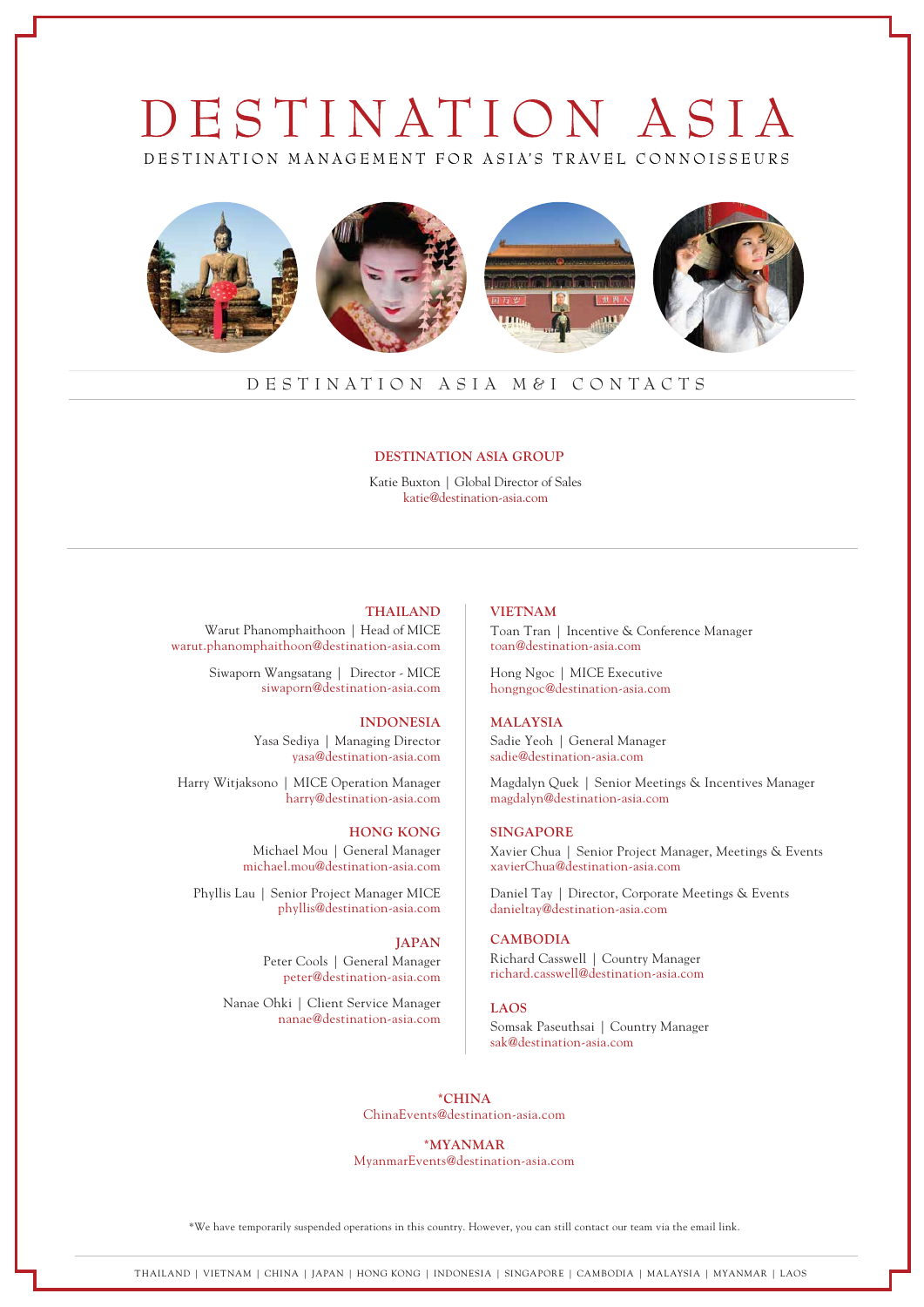# DESTINATION ASIA

DESTINATION MANAGEMENT FOR ASIA'S TRAVEL CONNOISSEURS

## DESTINATION ASIA M&I CONTACTS

### DESTINATION ASIA GROUP

Katie Buxton | Global Director of Sales
katie@destination-asia.com

### THAILAND

Warut Phanomphaithoon | Head of MICE
warut.phanomphaithoon@destination-asia.com

Siwaporn Wangsatang | Director - MICE
siwaporn@destination-asia.com

### INDONESIA

Yasa Sediya | Managing Director
yasa@destination-asia.com

Harry Witjaksono | MICE Operation Manager
harry@destination-asia.com

### HONG KONG

Michael Mou | General Manager
michael.mou@destination-asia.com

Phyllis Lau | Senior Project Manager MICE
phyllis@destination-asia.com

### JAPAN

Peter Cools | General Manager
peter@destination-asia.com

Nanae Ohki | Client Service Manager
nanae@destination-asia.com

### VIETNAM

Toan Tran | Incentive & Conference Manager
toan@destination-asia.com

Hong Ngoc | MICE Executive
hongngoc@destination-asia.com

### MALAYSIA

Sadie Yeoh | General Manager
sadie@destination-asia.com

Magdalyn Quek | Senior Meetings & Incentives Manager
magdalyn@destination-asia.com

### SINGAPORE

Xavier Chua | Senior Project Manager, Meetings & Events
xavierChua@destination-asia.com

Daniel Tay | Director, Corporate Meetings & Events
danieltay@destination-asia.com

### CAMBODIA

Richard Casswell | Country Manager
richard.casswell@destination-asia.com

### LAOS

Somsak Paseuthsai | Country Manager
sak@destination-asia.com

### *CHINA

ChinaEvents@destination-asia.com

### *MYANMAR

MyanmarEvents@destination-asia.com

*We have temporarily suspended operations in this country. However, you can still contact our team via the email link.

THAILAND | VIETNAM | CHINA | JAPAN | HONG KONG | INDONESIA | SINGAPORE | CAMBODIA | MALAYSIA | MYANMAR | LAOS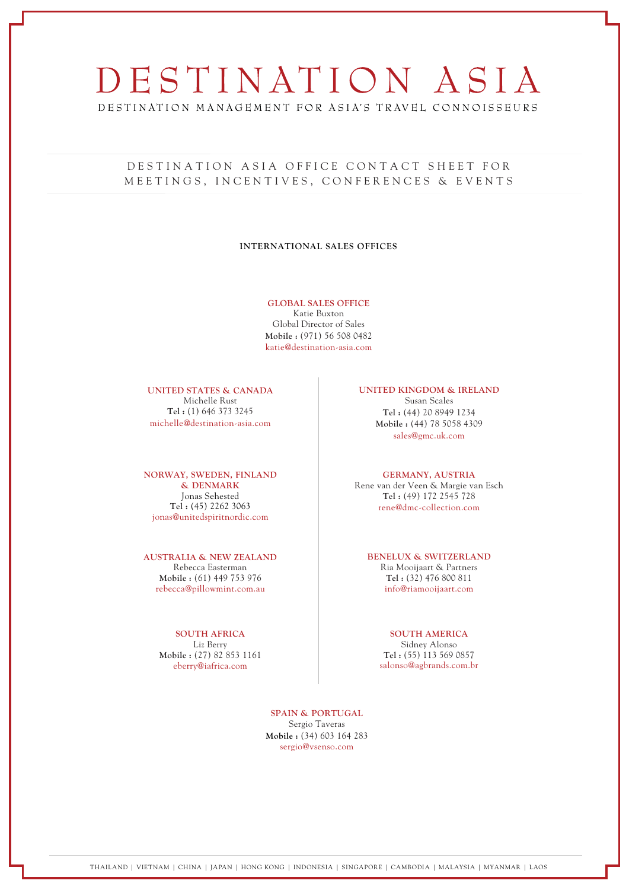# DESTINATION ASIA

DESTINATION MANAGEMENT FOR ASIA'S TRAVEL CONNOISSEURS

## DESTINATION ASIA OFFICE CONTACT SHEET FOR MEETINGS, INCENTIVES, CONFERENCES & EVENTS

### INTERNATIONAL SALES OFFICES

**GLOBAL SALES OFFICE**
Katie Buxton
Global Director of Sales
**Mobile :** (971) 56 508 0482
katie@destination-asia.com

**UNITED STATES & CANADA**
Michelle Rust
**Tel :** (1) 646 373 3245
michelle@destination-asia.com

**NORWAY, SWEDEN, FINLAND & DENMARK**
Jonas Sehested
**Tel :** (45) 2262 3063
jonas@unitedspiritnordic.com

**AUSTRALIA & NEW ZEALAND**
Rebecca Easterman
**Mobile :** (61) 449 753 976
rebecca@pillowmint.com.au

**SOUTH AFRICA**
Liz Berry
**Mobile :** (27) 82 853 1161
eberry@iafrica.com

**UNITED KINGDOM & IRELAND**
Susan Scales
**Tel :** (44) 20 8949 1234
**Mobile :** (44) 78 5058 4309
sales@gmc.uk.com

**GERMANY, AUSTRIA**
Rene van der Veen & Margie van Esch
**Tel :** (49) 172 2545 728
rene@dmc-collection.com

**BENELUX & SWITZERLAND**
Ria Mooijaart & Partners
**Tel :** (32) 476 800 811
info@riamooijaart.com

**SOUTH AMERICA**
Sidney Alonso
**Tel :** (55) 113 569 0857
salonso@agbrands.com.br

**SPAIN & PORTUGAL**
Sergio Taveras
**Mobile :** (34) 603 164 283
sergio@vsenso.com

THAILAND | VIETNAM | CHINA | JAPAN | HONG KONG | INDONESIA | SINGAPORE | CAMBODIA | MALAYSIA | MYANMAR | LAOS